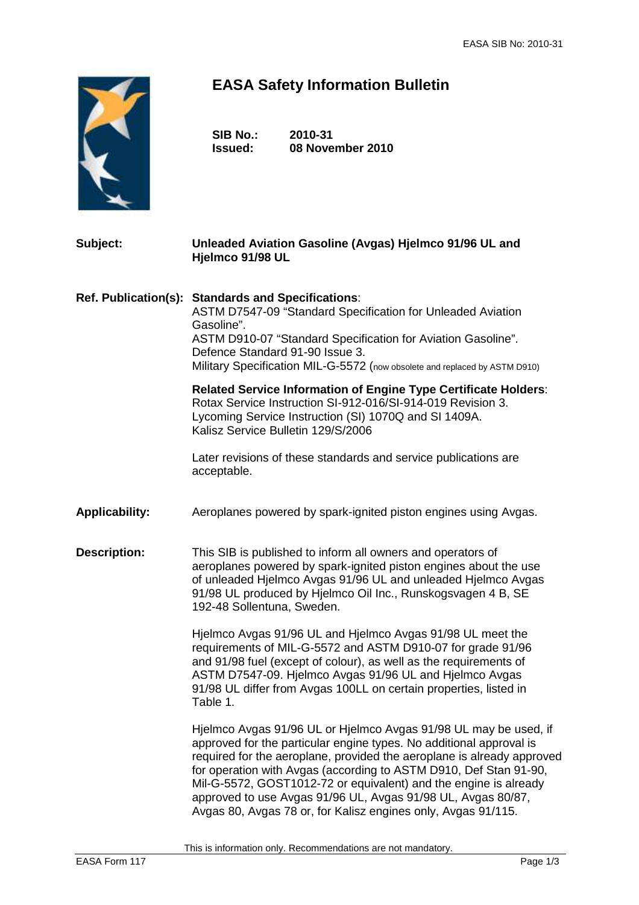# EASA Safety Information Bulletin

**SIB No.:** 2010-31
**Issued:** 08 November 2010

**Subject:** **Unleaded Aviation Gasoline (Avgas) Hjelmco 91/96 UL and Hjelmco 91/98 UL**

**Ref. Publication(s):** **Standards and Specifications**:
ASTM D7547-09 "Standard Specification for Unleaded Aviation Gasoline".
ASTM D910-07 "Standard Specification for Aviation Gasoline".
Defence Standard 91-90 Issue 3.
Military Specification MIL-G-5572 (now obsolete and replaced by ASTM D910)

**Related Service Information of Engine Type Certificate Holders**:
Rotax Service Instruction SI-912-016/SI-914-019 Revision 3.
Lycoming Service Instruction (SI) 1070Q and SI 1409A.
Kalisz Service Bulletin 129/S/2006

Later revisions of these standards and service publications are acceptable.

**Applicability:** Aeroplanes powered by spark-ignited piston engines using Avgas.

**Description:** This SIB is published to inform all owners and operators of aeroplanes powered by spark-ignited piston engines about the use of unleaded Hjelmco Avgas 91/96 UL and unleaded Hjelmco Avgas 91/98 UL produced by Hjelmco Oil Inc., Runskogsvagen 4 B, SE 192-48 Sollentuna, Sweden.

Hjelmco Avgas 91/96 UL and Hjelmco Avgas 91/98 UL meet the requirements of MIL-G-5572 and ASTM D910-07 for grade 91/96 and 91/98 fuel (except of colour), as well as the requirements of ASTM D7547-09. Hjelmco Avgas 91/96 UL and Hjelmco Avgas 91/98 UL differ from Avgas 100LL on certain properties, listed in Table 1.

Hjelmco Avgas 91/96 UL or Hjelmco Avgas 91/98 UL may be used, if approved for the particular engine types. No additional approval is required for the aeroplane, provided the aeroplane is already approved for operation with Avgas (according to ASTM D910, Def Stan 91-90, Mil-G-5572, GOST1012-72 or equivalent) and the engine is already approved to use Avgas 91/96 UL, Avgas 91/98 UL, Avgas 80/87, Avgas 80, Avgas 78 or, for Kalisz engines only, Avgas 91/115.

This is information only. Recommendations are not mandatory.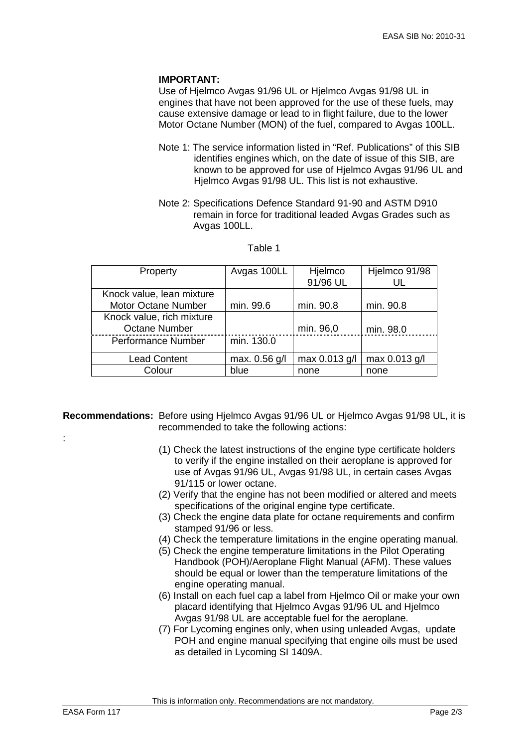**IMPORTANT:**
Use of Hjelmco Avgas 91/96 UL or Hjelmco Avgas 91/98 UL in engines that have not been approved for the use of these fuels, may cause extensive damage or lead to in flight failure, due to the lower Motor Octane Number (MON) of the fuel, compared to Avgas 100LL.

Note 1: The service information listed in "Ref. Publications" of this SIB identifies engines which, on the date of issue of this SIB, are known to be approved for use of Hjelmco Avgas 91/96 UL and Hjelmco Avgas 91/98 UL. This list is not exhaustive.

Note 2: Specifications Defence Standard 91-90 and ASTM D910 remain in force for traditional leaded Avgas Grades such as Avgas 100LL.

Table 1

| Property | Avgas 100LL | Hjelmco 91/96 UL | Hjelmco 91/98 UL |
|---|---|---|---|
| Knock value, lean mixture Motor Octane Number | min. 99.6 | min. 90.8 | min. 90.8 |
| Knock value, rich mixture Octane Number | | min. 96,0 | min. 98.0 |
| Performance Number | min. 130.0 | | |
| Lead Content | max. 0.56 g/l | max 0.013 g/l | max 0.013 g/l |
| Colour | blue | none | none |

**Recommendations:** Before using Hjelmco Avgas 91/96 UL or Hjelmco Avgas 91/98 UL, it is recommended to take the following actions:

:

(1) Check the latest instructions of the engine type certificate holders to verify if the engine installed on their aeroplane is approved for use of Avgas 91/96 UL, Avgas 91/98 UL, in certain cases Avgas 91/115 or lower octane.
(2) Verify that the engine has not been modified or altered and meets specifications of the original engine type certificate.
(3) Check the engine data plate for octane requirements and confirm stamped 91/96 or less.
(4) Check the temperature limitations in the engine operating manual.
(5) Check the engine temperature limitations in the Pilot Operating Handbook (POH)/Aeroplane Flight Manual (AFM). These values should be equal or lower than the temperature limitations of the engine operating manual.
(6) Install on each fuel cap a label from Hjelmco Oil or make your own placard identifying that Hjelmco Avgas 91/96 UL and Hjelmco Avgas 91/98 UL are acceptable fuel for the aeroplane.
(7) For Lycoming engines only, when using unleaded Avgas, update POH and engine manual specifying that engine oils must be used as detailed in Lycoming SI 1409A.

This is information only. Recommendations are not mandatory.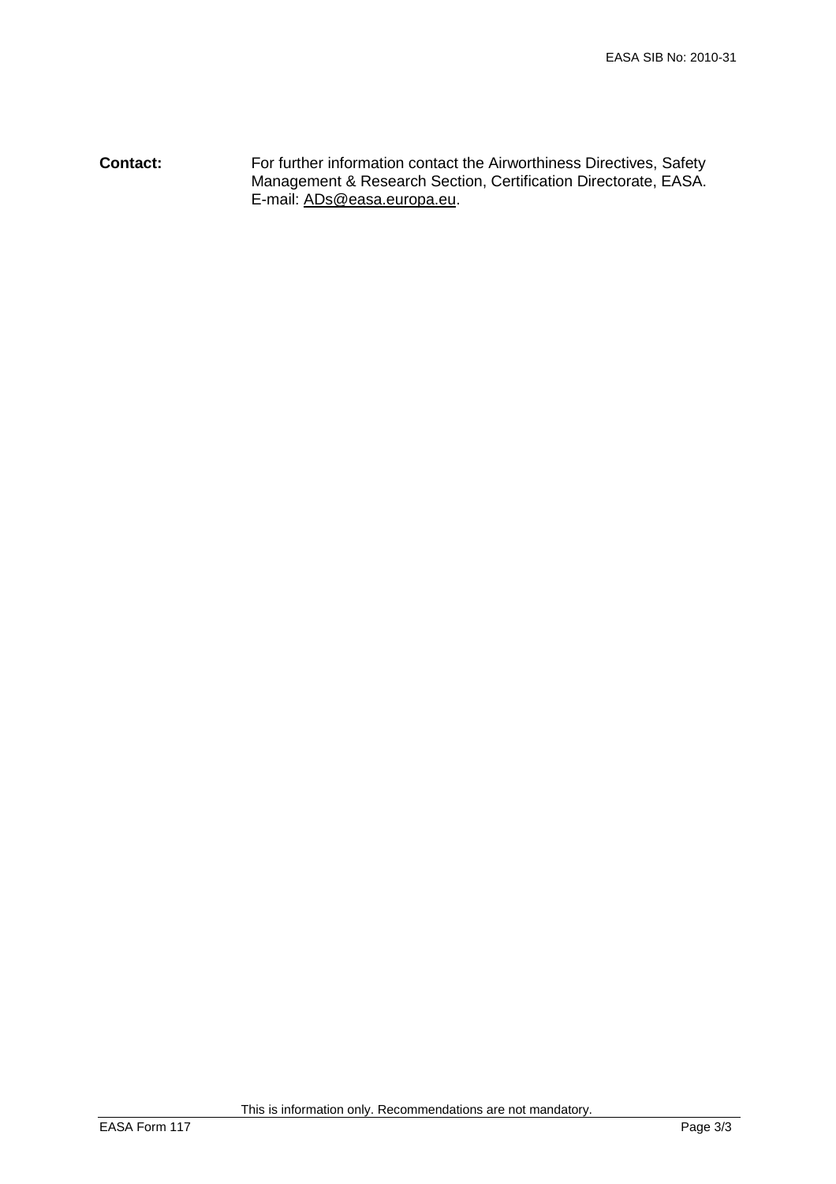**Contact:** For further information contact the Airworthiness Directives, Safety Management & Research Section, Certification Directorate, EASA. E-mail: ADs@easa.europa.eu.

This is information only. Recommendations are not mandatory.